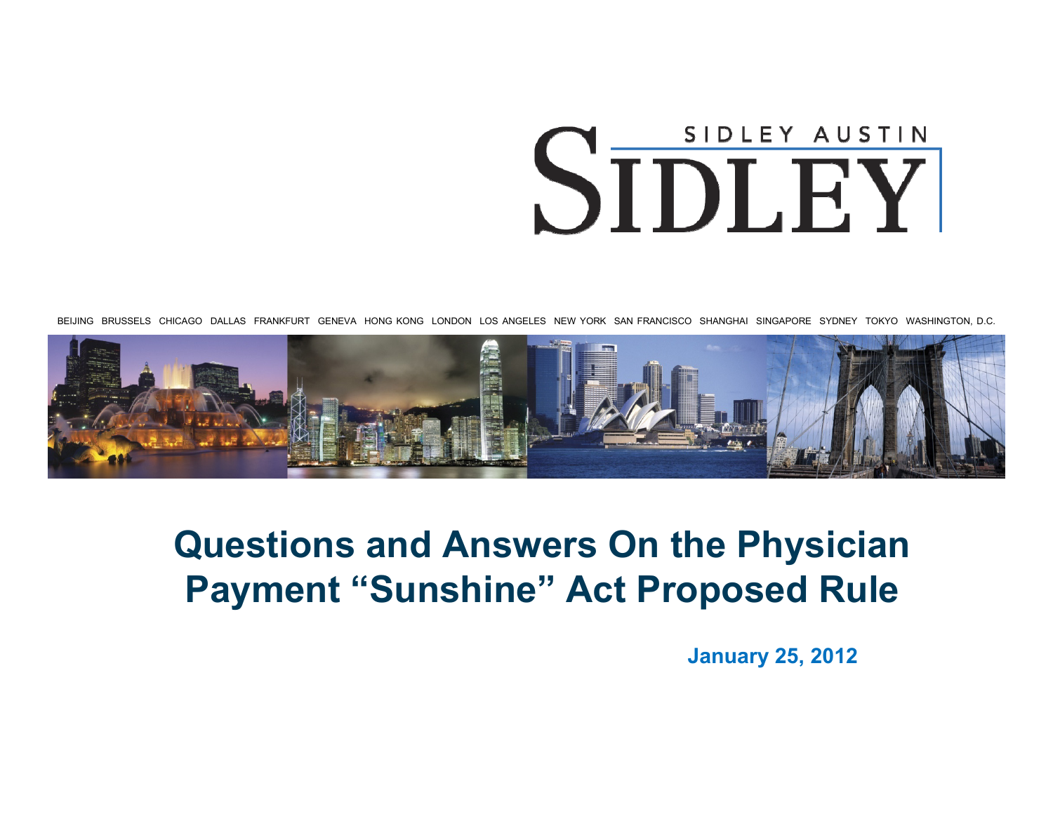SIDLEY AUSTIN

SIDLEY

BEIJING BRUSSELS CHICAGO DALLAS FRANKFURT GENEVA HONG KONG LONDON LOS ANGELES NEW YORK SAN FRANCISCO SHANGHAI SINGAPORE SYDNEY TOKYO WASHINGTON, D.C.

# Questions and Answers On the Physician Payment "Sunshine" Act Proposed Rule

**January 25, 2012**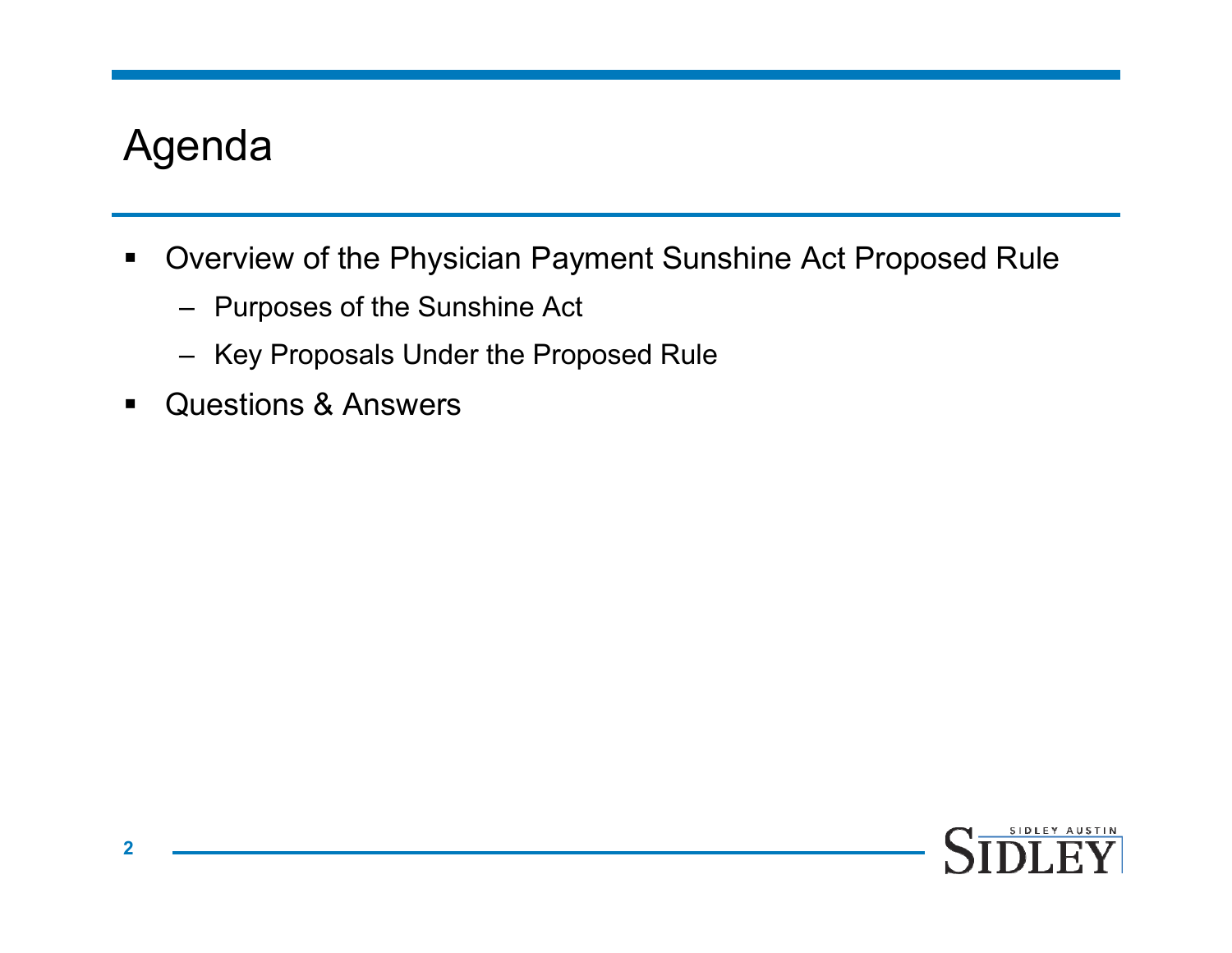# Agenda

- Overview of the Physician Payment Sunshine Act Proposed Rule
  - Purposes of the Sunshine Act
  - Key Proposals Under the Proposed Rule
- Questions & Answers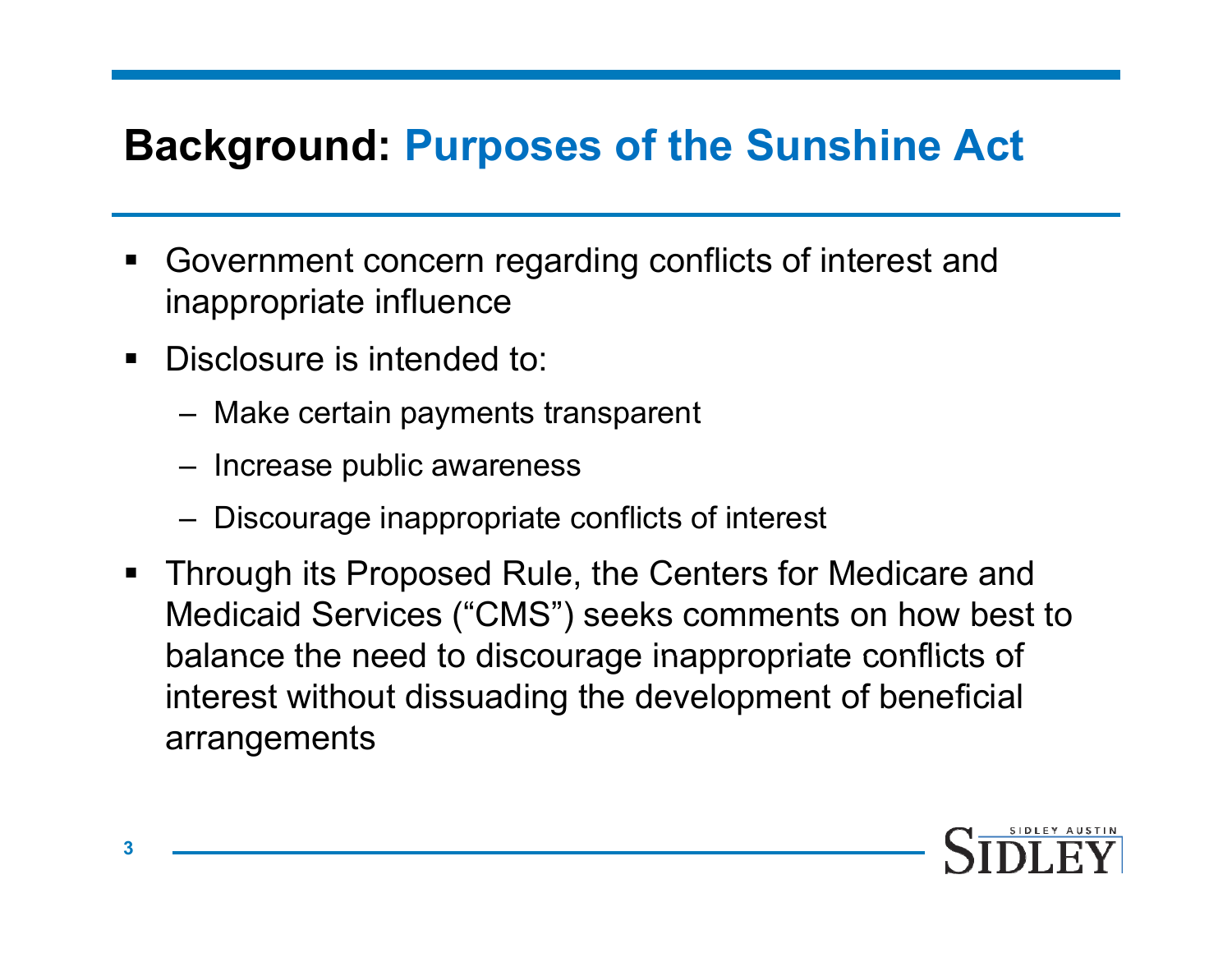# Background: Purposes of the Sunshine Act

- Government concern regarding conflicts of interest and inappropriate influence
- Disclosure is intended to:
  - Make certain payments transparent
  - Increase public awareness
  - Discourage inappropriate conflicts of interest
- Through its Proposed Rule, the Centers for Medicare and Medicaid Services ("CMS") seeks comments on how best to balance the need to discourage inappropriate conflicts of interest without dissuading the development of beneficial arrangements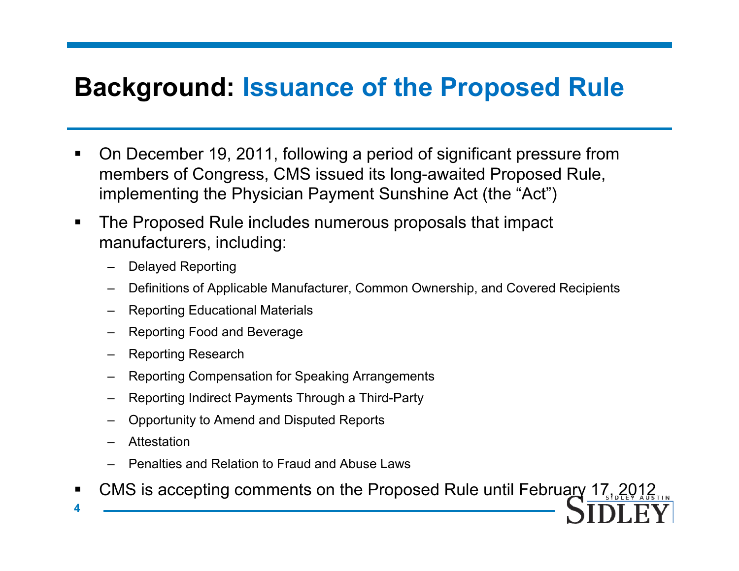# Background: Issuance of the Proposed Rule

- On December 19, 2011, following a period of significant pressure from members of Congress, CMS issued its long-awaited Proposed Rule, implementing the Physician Payment Sunshine Act (the "Act")
- The Proposed Rule includes numerous proposals that impact manufacturers, including:
  - Delayed Reporting
  - Definitions of Applicable Manufacturer, Common Ownership, and Covered Recipients
  - Reporting Educational Materials
  - Reporting Food and Beverage
  - Reporting Research
  - Reporting Compensation for Speaking Arrangements
  - Reporting Indirect Payments Through a Third-Party
  - Opportunity to Amend and Disputed Reports
  - Attestation
  - Penalties and Relation to Fraud and Abuse Laws
- CMS is accepting comments on the Proposed Rule until February 17, 2012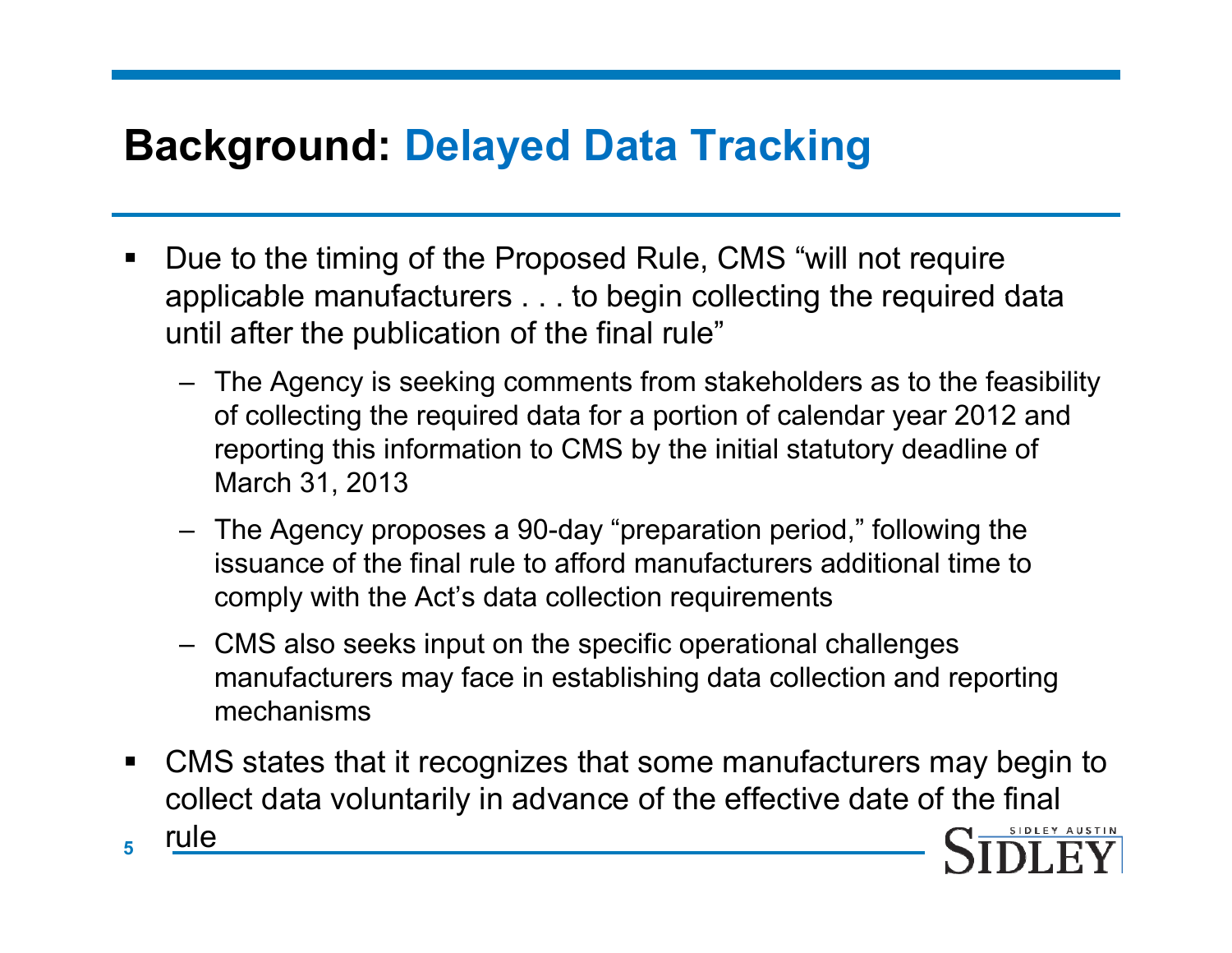# Background: Delayed Data Tracking

- Due to the timing of the Proposed Rule, CMS "will not require applicable manufacturers . . . to begin collecting the required data until after the publication of the final rule"
  - The Agency is seeking comments from stakeholders as to the feasibility of collecting the required data for a portion of calendar year 2012 and reporting this information to CMS by the initial statutory deadline of March 31, 2013
  - The Agency proposes a 90-day "preparation period," following the issuance of the final rule to afford manufacturers additional time to comply with the Act's data collection requirements
  - CMS also seeks input on the specific operational challenges manufacturers may face in establishing data collection and reporting mechanisms
- CMS states that it recognizes that some manufacturers may begin to collect data voluntarily in advance of the effective date of the final rule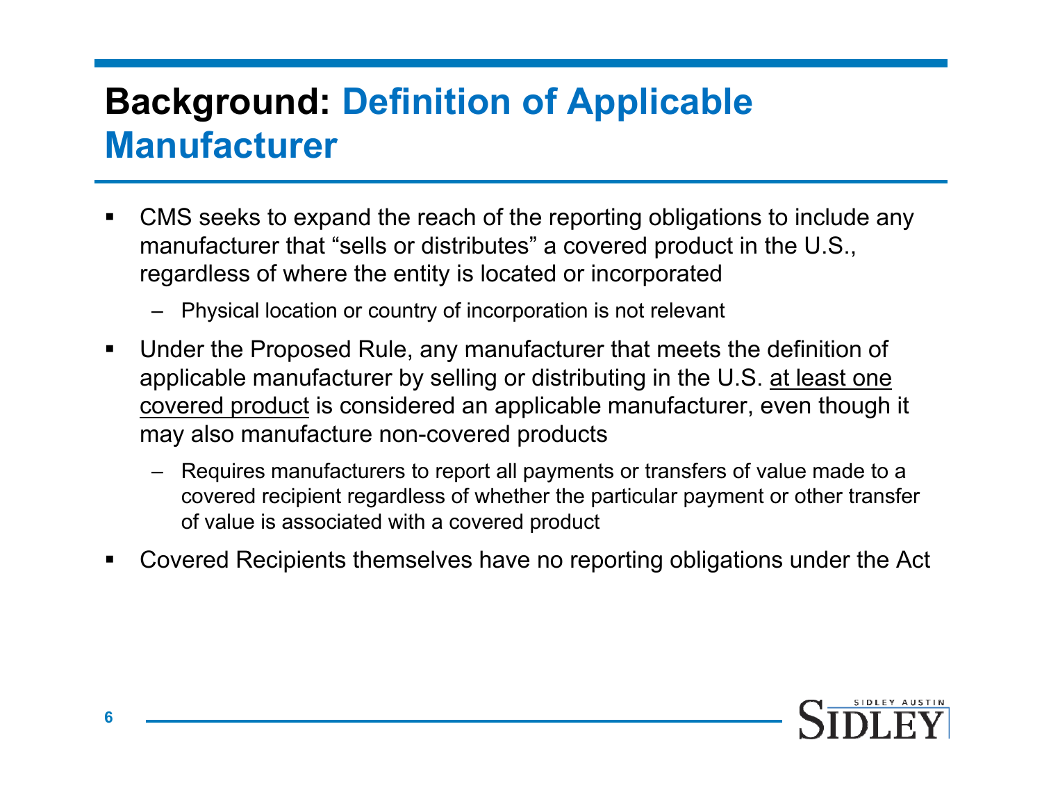# Background: Definition of Applicable Manufacturer

- CMS seeks to expand the reach of the reporting obligations to include any manufacturer that "sells or distributes" a covered product in the U.S., regardless of where the entity is located or incorporated
  - Physical location or country of incorporation is not relevant
- Under the Proposed Rule, any manufacturer that meets the definition of applicable manufacturer by selling or distributing in the U.S. <u>at least one covered product</u> is considered an applicable manufacturer, even though it may also manufacture non-covered products
  - Requires manufacturers to report all payments or transfers of value made to a covered recipient regardless of whether the particular payment or other transfer of value is associated with a covered product
- Covered Recipients themselves have no reporting obligations under the Act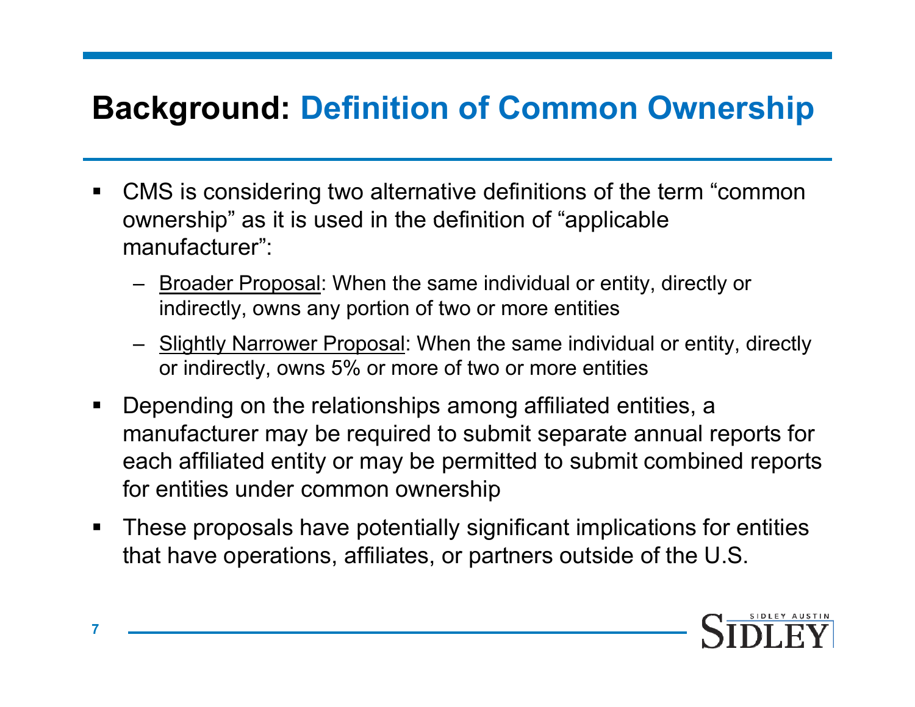# Background: Definition of Common Ownership

- CMS is considering two alternative definitions of the term “common ownership” as it is used in the definition of “applicable manufacturer”:
  - Broader Proposal: When the same individual or entity, directly or indirectly, owns any portion of two or more entities
  - Slightly Narrower Proposal: When the same individual or entity, directly or indirectly, owns 5% or more of two or more entities
- Depending on the relationships among affiliated entities, a manufacturer may be required to submit separate annual reports for each affiliated entity or may be permitted to submit combined reports for entities under common ownership
- These proposals have potentially significant implications for entities that have operations, affiliates, or partners outside of the U.S.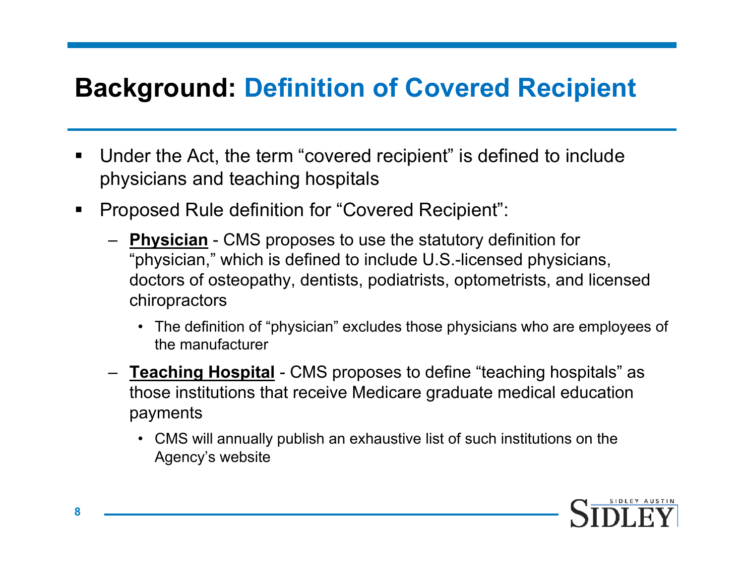# Background: Definition of Covered Recipient

- Under the Act, the term "covered recipient" is defined to include physicians and teaching hospitals
- Proposed Rule definition for "Covered Recipient":
  - **Physician** - CMS proposes to use the statutory definition for "physician," which is defined to include U.S.-licensed physicians, doctors of osteopathy, dentists, podiatrists, optometrists, and licensed chiropractors
    - The definition of "physician" excludes those physicians who are employees of the manufacturer
  - **Teaching Hospital** - CMS proposes to define "teaching hospitals" as those institutions that receive Medicare graduate medical education payments
    - CMS will annually publish an exhaustive list of such institutions on the Agency's website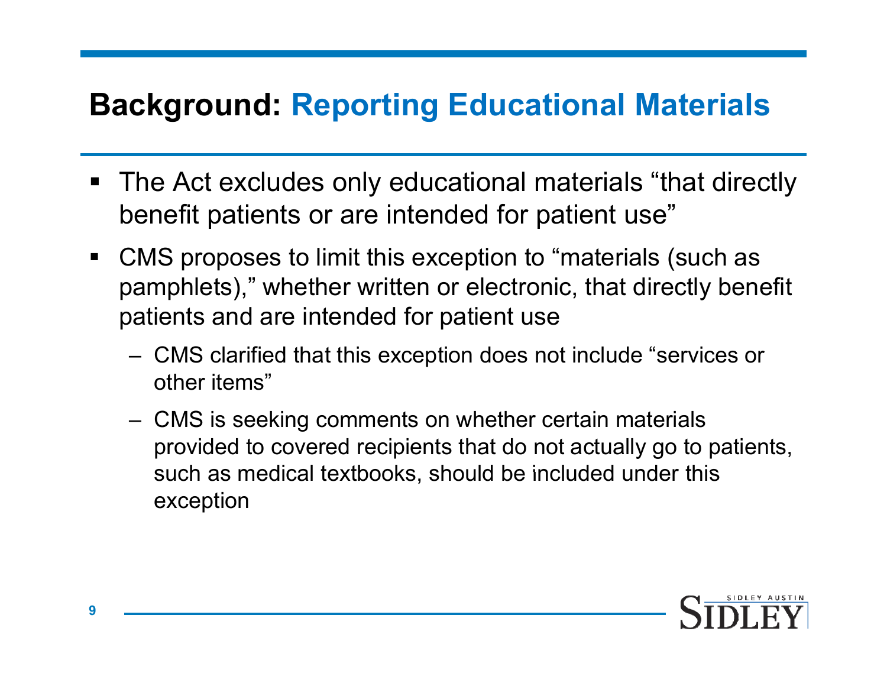## Background: Reporting Educational Materials

- The Act excludes only educational materials "that directly benefit patients or are intended for patient use"
- CMS proposes to limit this exception to "materials (such as pamphlets)," whether written or electronic, that directly benefit patients and are intended for patient use
  - CMS clarified that this exception does not include "services or other items"
  - CMS is seeking comments on whether certain materials provided to covered recipients that do not actually go to patients, such as medical textbooks, should be included under this exception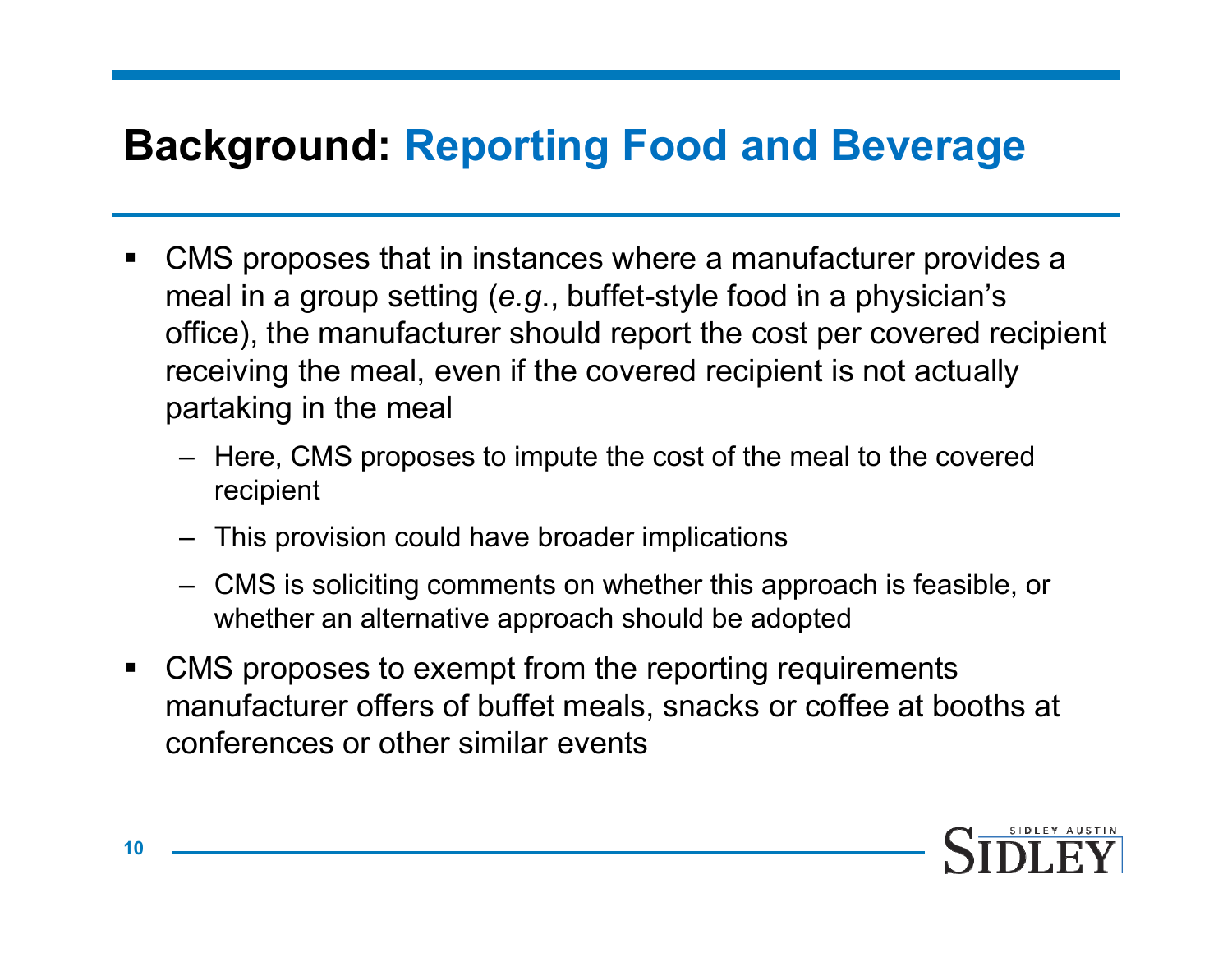# Background: Reporting Food and Beverage

- CMS proposes that in instances where a manufacturer provides a meal in a group setting (*e.g.*, buffet-style food in a physician's office), the manufacturer should report the cost per covered recipient receiving the meal, even if the covered recipient is not actually partaking in the meal
  - Here, CMS proposes to impute the cost of the meal to the covered recipient
  - This provision could have broader implications
  - CMS is soliciting comments on whether this approach is feasible, or whether an alternative approach should be adopted
- CMS proposes to exempt from the reporting requirements manufacturer offers of buffet meals, snacks or coffee at booths at conferences or other similar events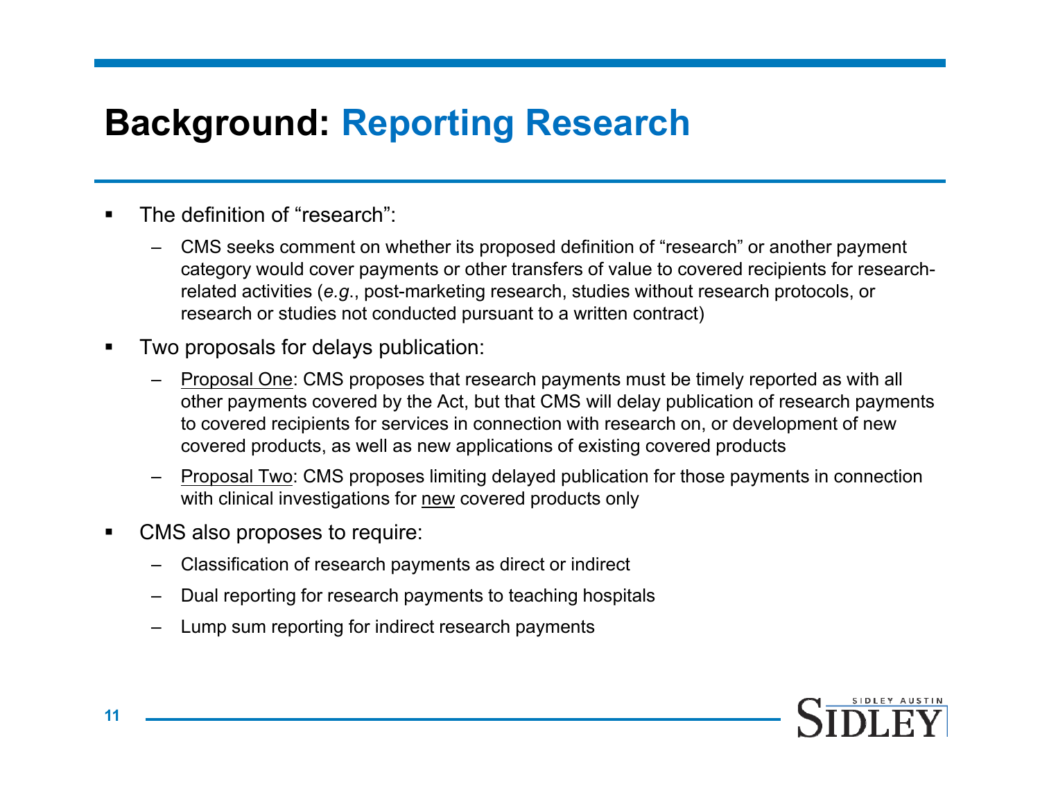# Background: Reporting Research

- The definition of "research":
  - CMS seeks comment on whether its proposed definition of "research" or another payment category would cover payments or other transfers of value to covered recipients for research-related activities (*e.g.*, post-marketing research, studies without research protocols, or research or studies not conducted pursuant to a written contract)
- Two proposals for delays publication:
  - <u>Proposal One</u>: CMS proposes that research payments must be timely reported as with all other payments covered by the Act, but that CMS will delay publication of research payments to covered recipients for services in connection with research on, or development of new covered products, as well as new applications of existing covered products
  - <u>Proposal Two</u>: CMS proposes limiting delayed publication for those payments in connection with clinical investigations for <u>new</u> covered products only
- CMS also proposes to require:
  - Classification of research payments as direct or indirect
  - Dual reporting for research payments to teaching hospitals
  - Lump sum reporting for indirect research payments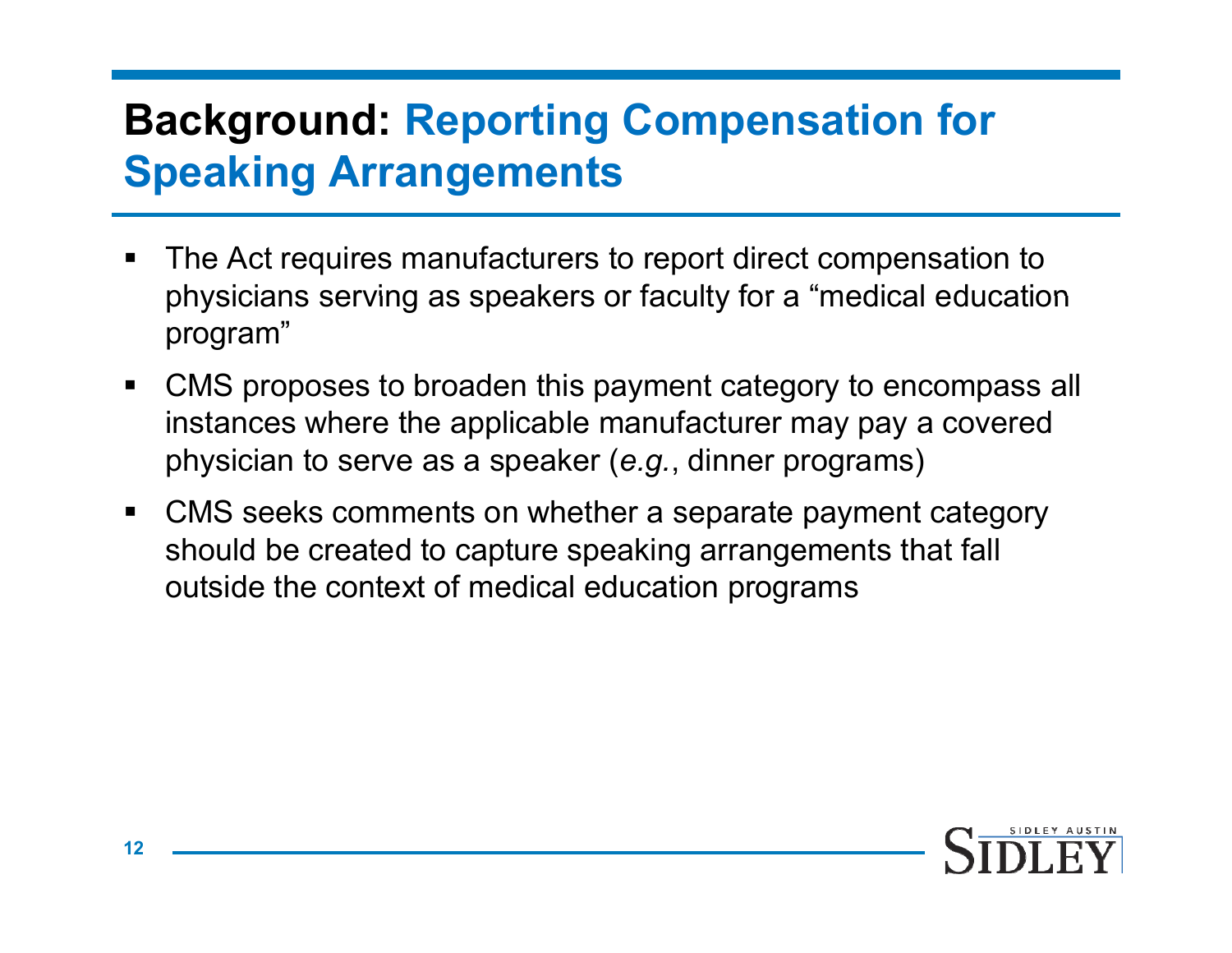# Background: Reporting Compensation for Speaking Arrangements

- The Act requires manufacturers to report direct compensation to physicians serving as speakers or faculty for a "medical education program"
- CMS proposes to broaden this payment category to encompass all instances where the applicable manufacturer may pay a covered physician to serve as a speaker (*e.g.*, dinner programs)
- CMS seeks comments on whether a separate payment category should be created to capture speaking arrangements that fall outside the context of medical education programs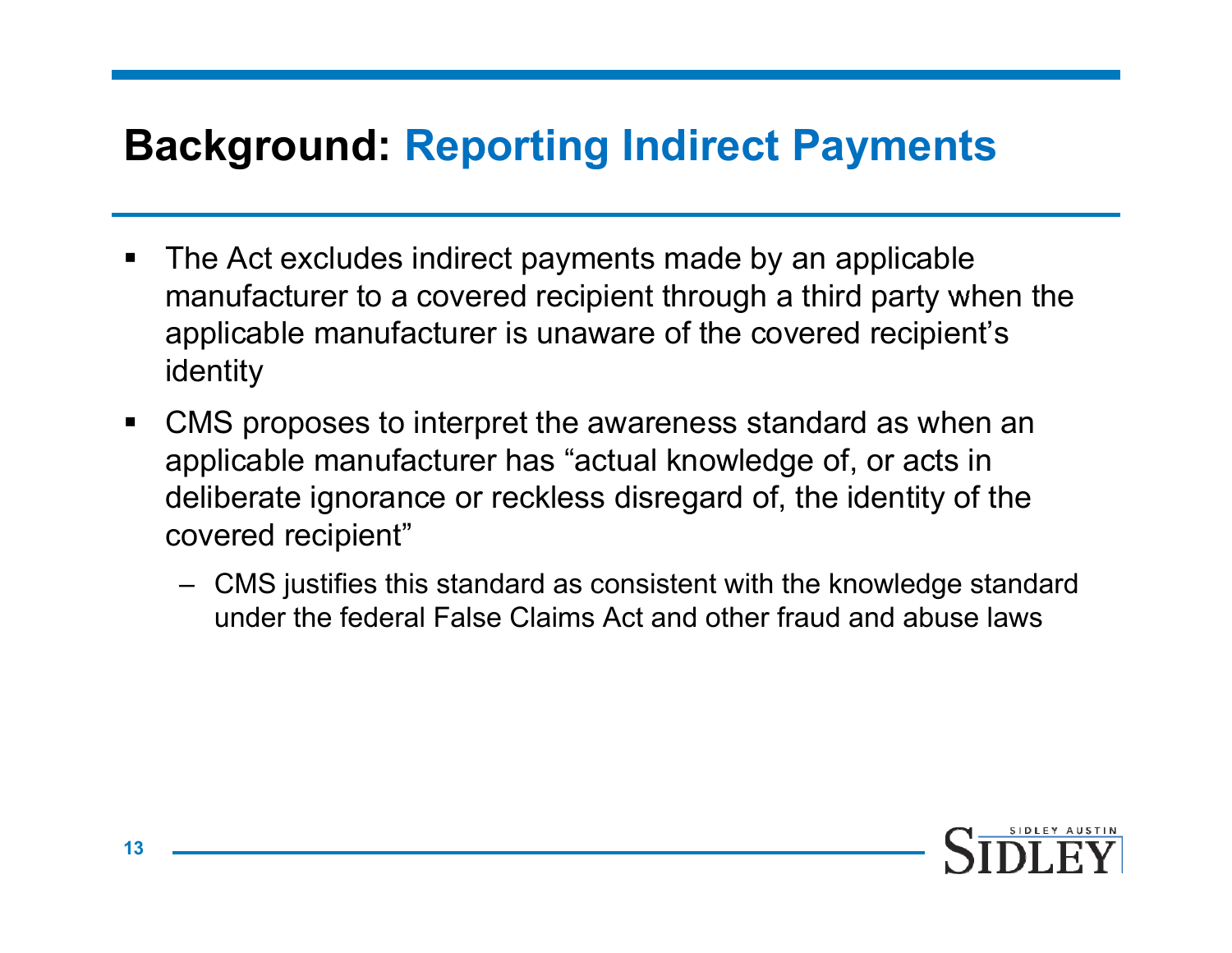# Background: Reporting Indirect Payments

- The Act excludes indirect payments made by an applicable manufacturer to a covered recipient through a third party when the applicable manufacturer is unaware of the covered recipient's identity
- CMS proposes to interpret the awareness standard as when an applicable manufacturer has "actual knowledge of, or acts in deliberate ignorance or reckless disregard of, the identity of the covered recipient"
  - CMS justifies this standard as consistent with the knowledge standard under the federal False Claims Act and other fraud and abuse laws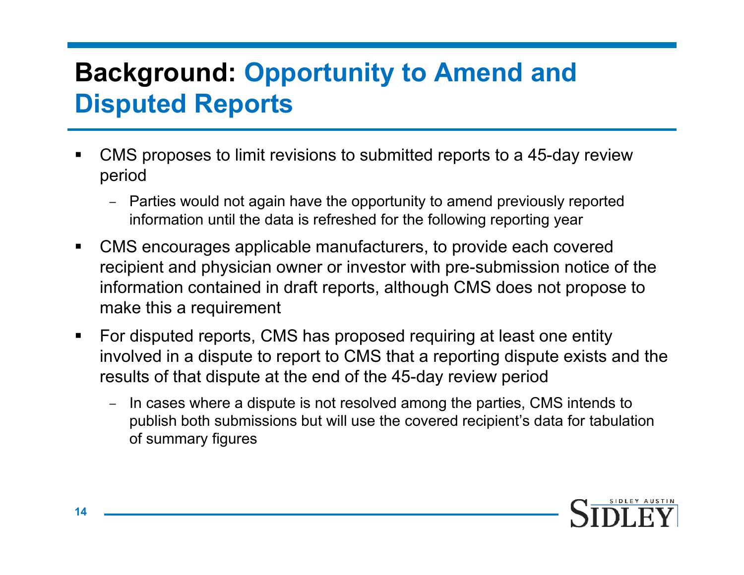# Background: Opportunity to Amend and Disputed Reports

- CMS proposes to limit revisions to submitted reports to a 45-day review period
  - Parties would not again have the opportunity to amend previously reported information until the data is refreshed for the following reporting year
- CMS encourages applicable manufacturers, to provide each covered recipient and physician owner or investor with pre-submission notice of the information contained in draft reports, although CMS does not propose to make this a requirement
- For disputed reports, CMS has proposed requiring at least one entity involved in a dispute to report to CMS that a reporting dispute exists and the results of that dispute at the end of the 45-day review period
  - In cases where a dispute is not resolved among the parties, CMS intends to publish both submissions but will use the covered recipient's data for tabulation of summary figures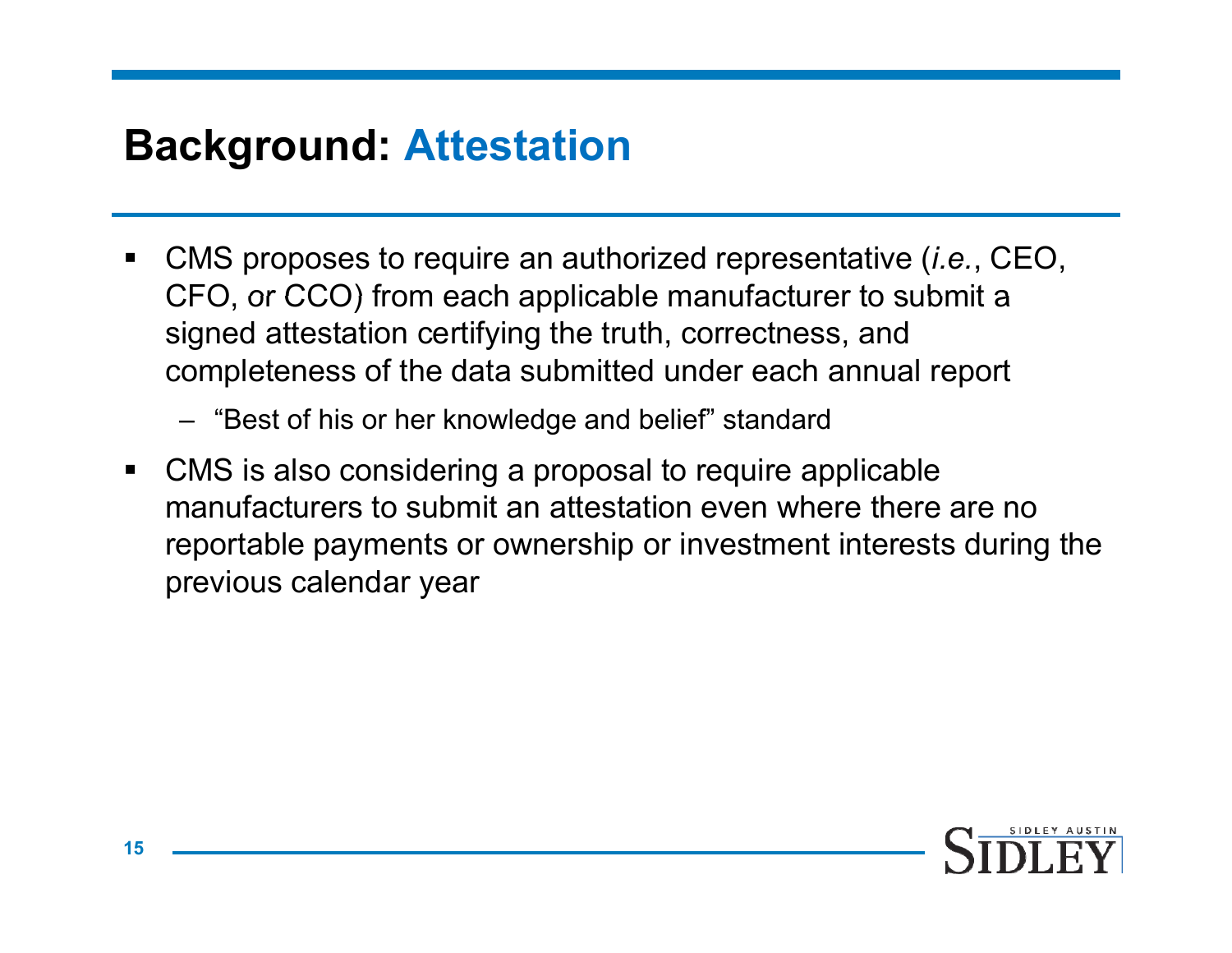# Background: Attestation

- CMS proposes to require an authorized representative (*i.e.*, CEO, CFO, *or* CCO) from each applicable manufacturer to submit a signed attestation certifying the truth, correctness, and completeness of the data submitted under each annual report
  - "Best of his or her knowledge and belief" standard
- CMS is also considering a proposal to require applicable manufacturers to submit an attestation even where there are no reportable payments or ownership or investment interests during the previous calendar year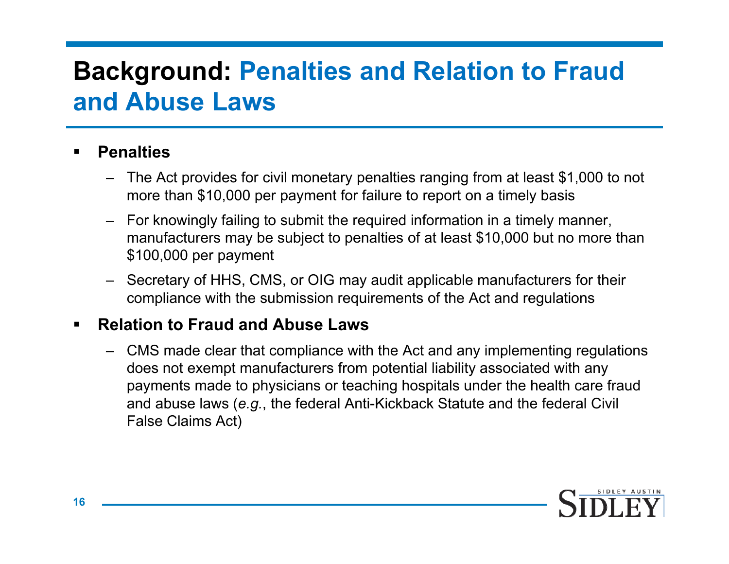# Background: Penalties and Relation to Fraud and Abuse Laws

- **Penalties**
  - The Act provides for civil monetary penalties ranging from at least $1,000 to not more than $10,000 per payment for failure to report on a timely basis
  - For knowingly failing to submit the required information in a timely manner, manufacturers may be subject to penalties of at least $10,000 but no more than $100,000 per payment
  - Secretary of HHS, CMS, or OIG may audit applicable manufacturers for their compliance with the submission requirements of the Act and regulations
- **Relation to Fraud and Abuse Laws**
  - CMS made clear that compliance with the Act and any implementing regulations does not exempt manufacturers from potential liability associated with any payments made to physicians or teaching hospitals under the health care fraud and abuse laws (*e.g.*, the federal Anti-Kickback Statute and the federal Civil False Claims Act)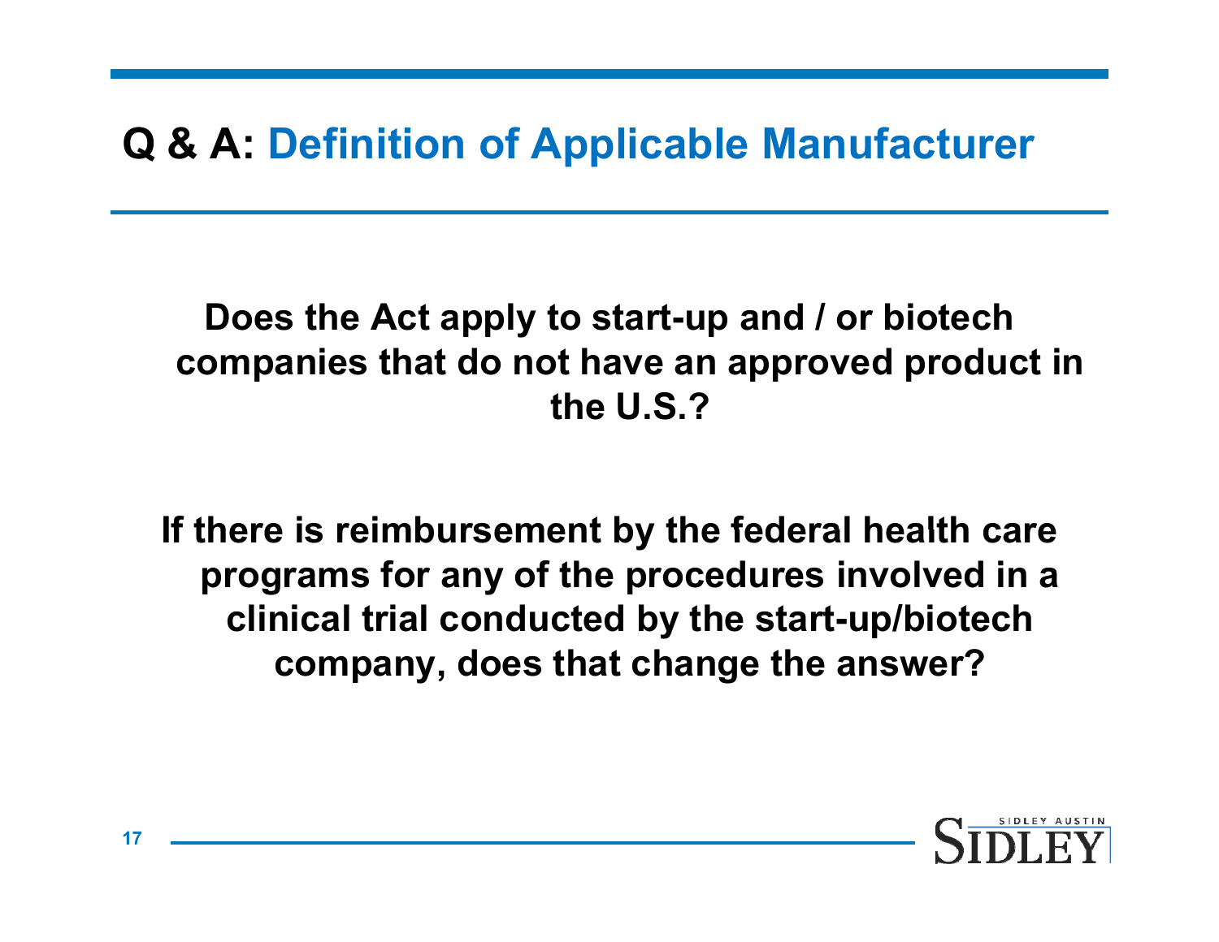# Q & A: Definition of Applicable Manufacturer

**Does the Act apply to start-up and / or biotech companies that do not have an approved product in the U.S.?**

**If there is reimbursement by the federal health care programs for any of the procedures involved in a clinical trial conducted by the start-up/biotech company, does that change the answer?**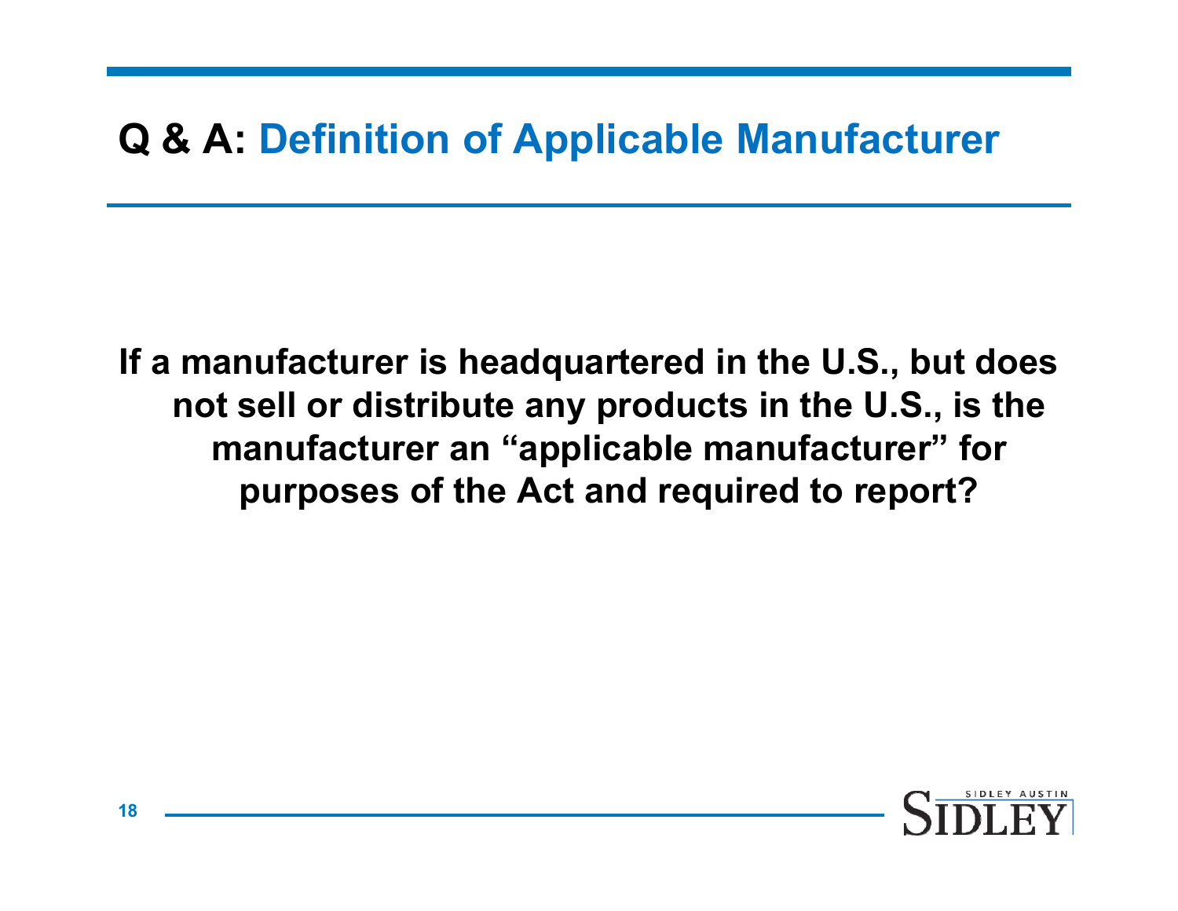# Q & A: Definition of Applicable Manufacturer

**If a manufacturer is headquartered in the U.S., but does not sell or distribute any products in the U.S., is the manufacturer an "applicable manufacturer" for purposes of the Act and required to report?**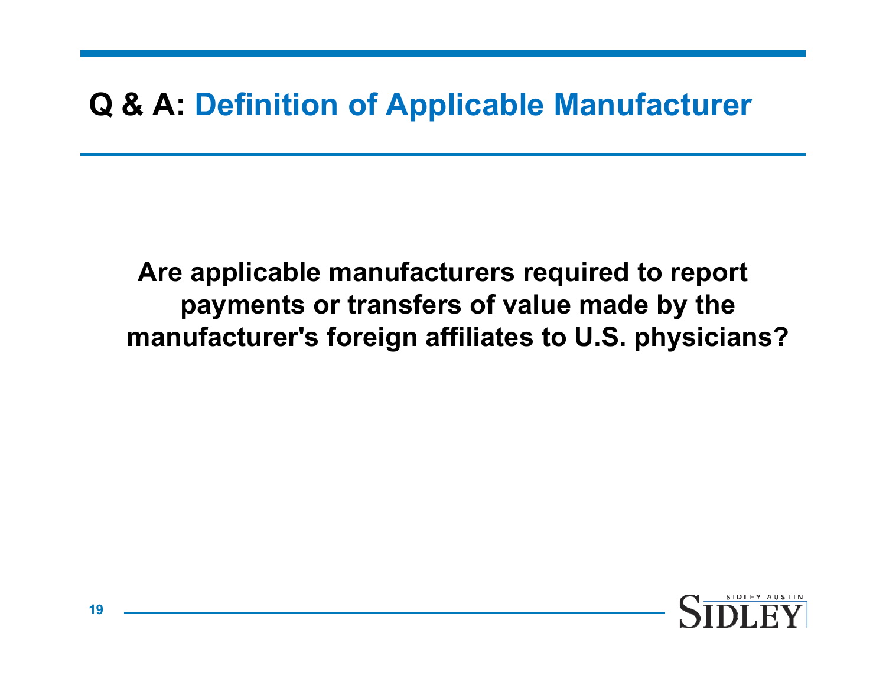# Q & A: Definition of Applicable Manufacturer

**Are applicable manufacturers required to report payments or transfers of value made by the manufacturer's foreign affiliates to U.S. physicians?**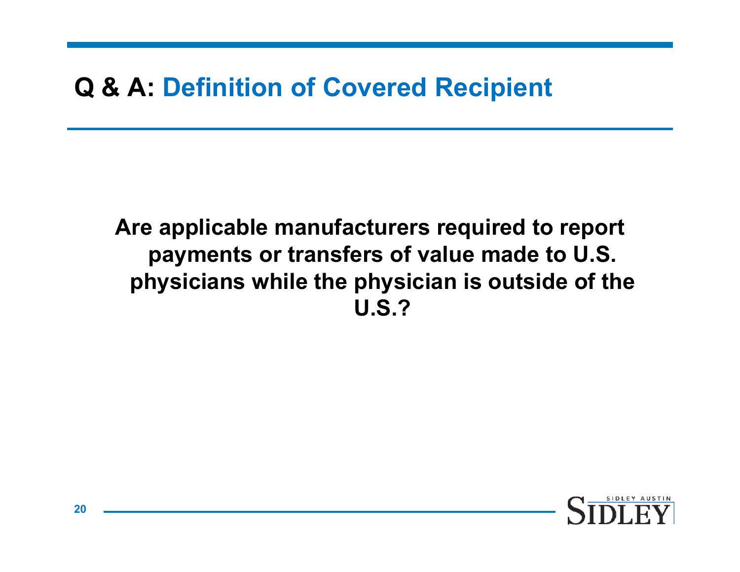# Q & A: Definition of Covered Recipient

**Are applicable manufacturers required to report payments or transfers of value made to U.S. physicians while the physician is outside of the U.S.?**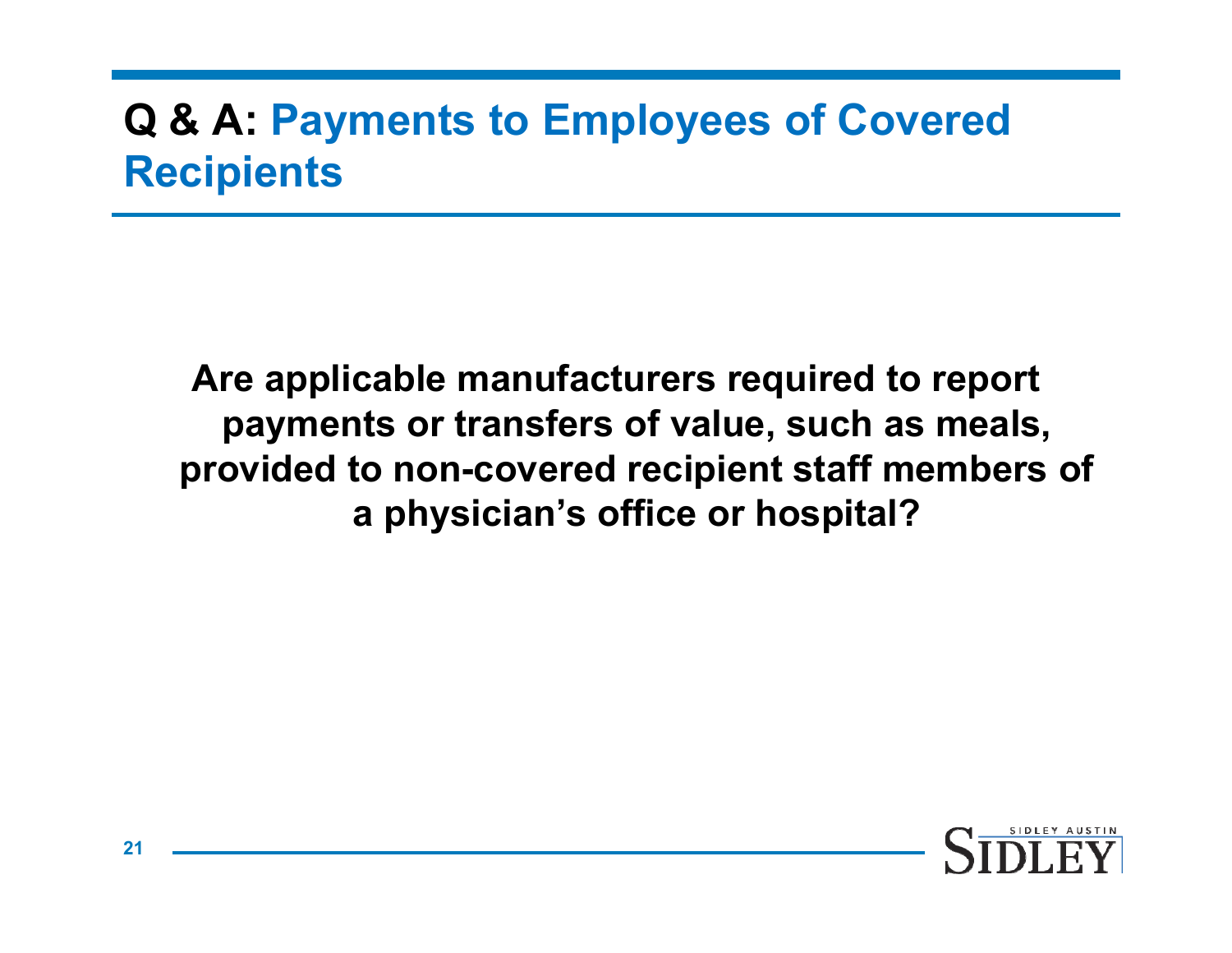# Q & A: Payments to Employees of Covered Recipients

**Are applicable manufacturers required to report payments or transfers of value, such as meals, provided to non-covered recipient staff members of a physician's office or hospital?**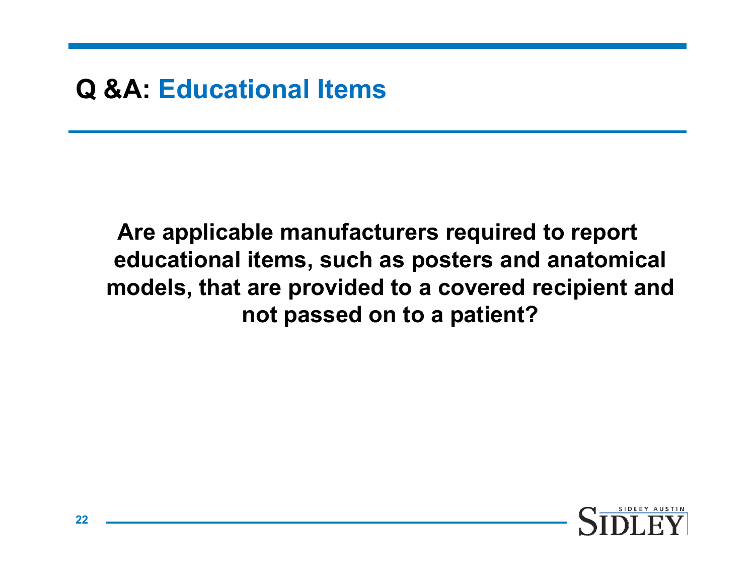# Q &A: Educational Items

**Are applicable manufacturers required to report educational items, such as posters and anatomical models, that are provided to a covered recipient and not passed on to a patient?**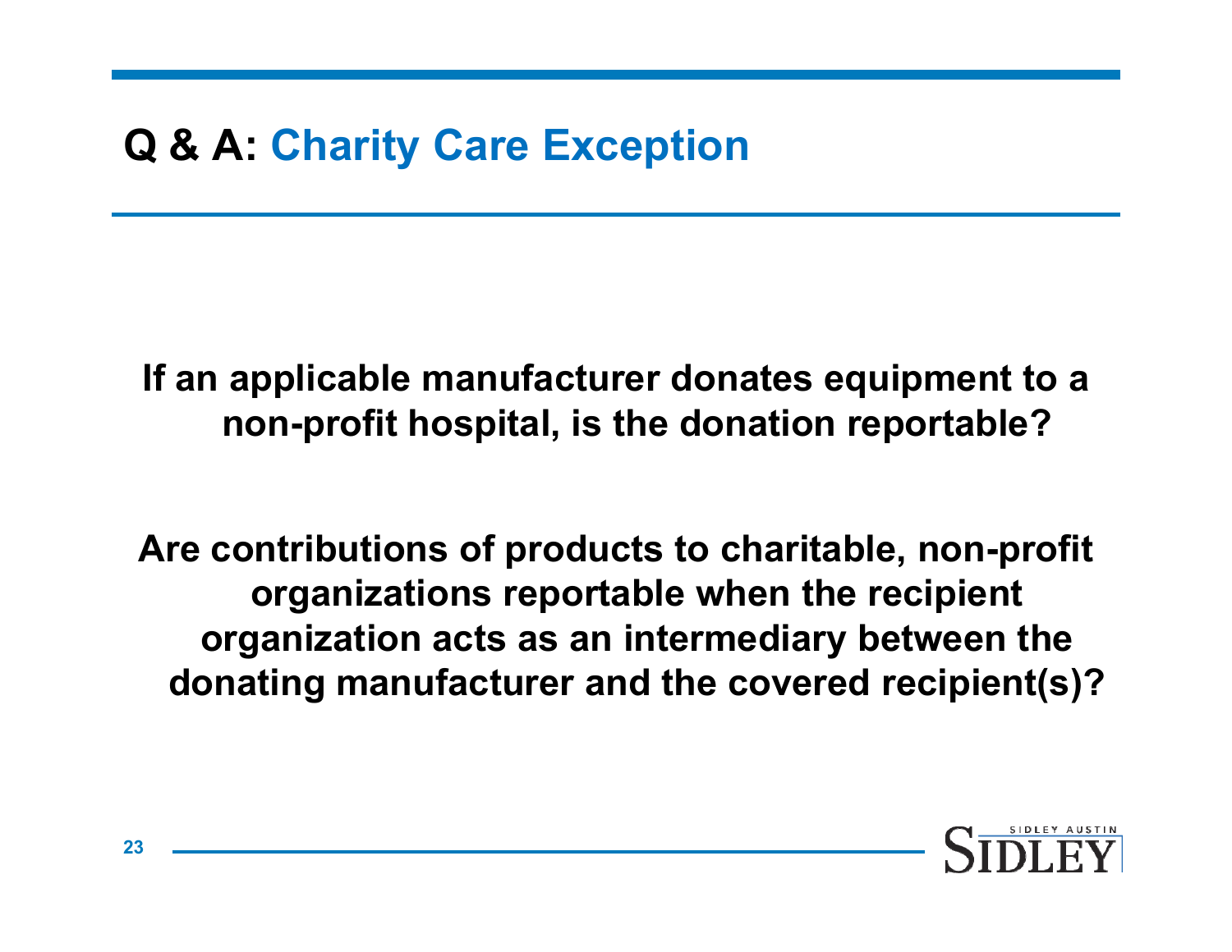# Q & A: Charity Care Exception

**If an applicable manufacturer donates equipment to a non-profit hospital, is the donation reportable?**

**Are contributions of products to charitable, non-profit organizations reportable when the recipient organization acts as an intermediary between the donating manufacturer and the covered recipient(s)?**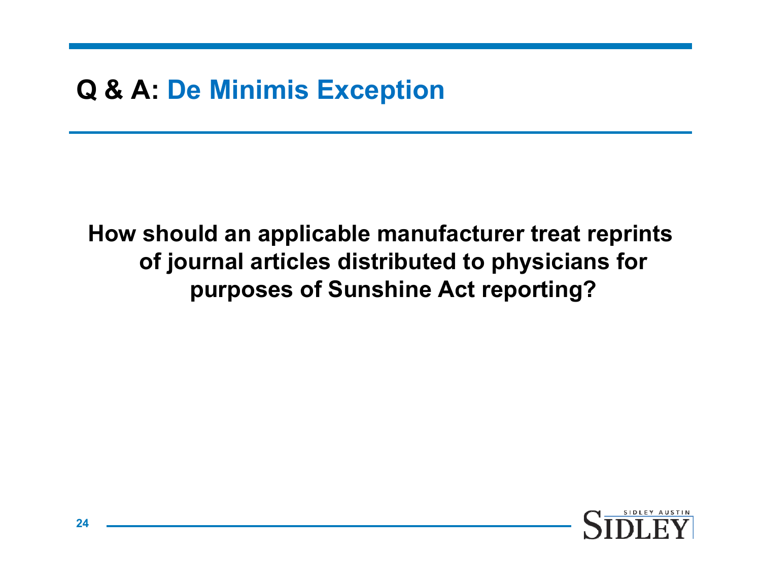# Q & A: De Minimis Exception

**How should an applicable manufacturer treat reprints of journal articles distributed to physicians for purposes of Sunshine Act reporting?**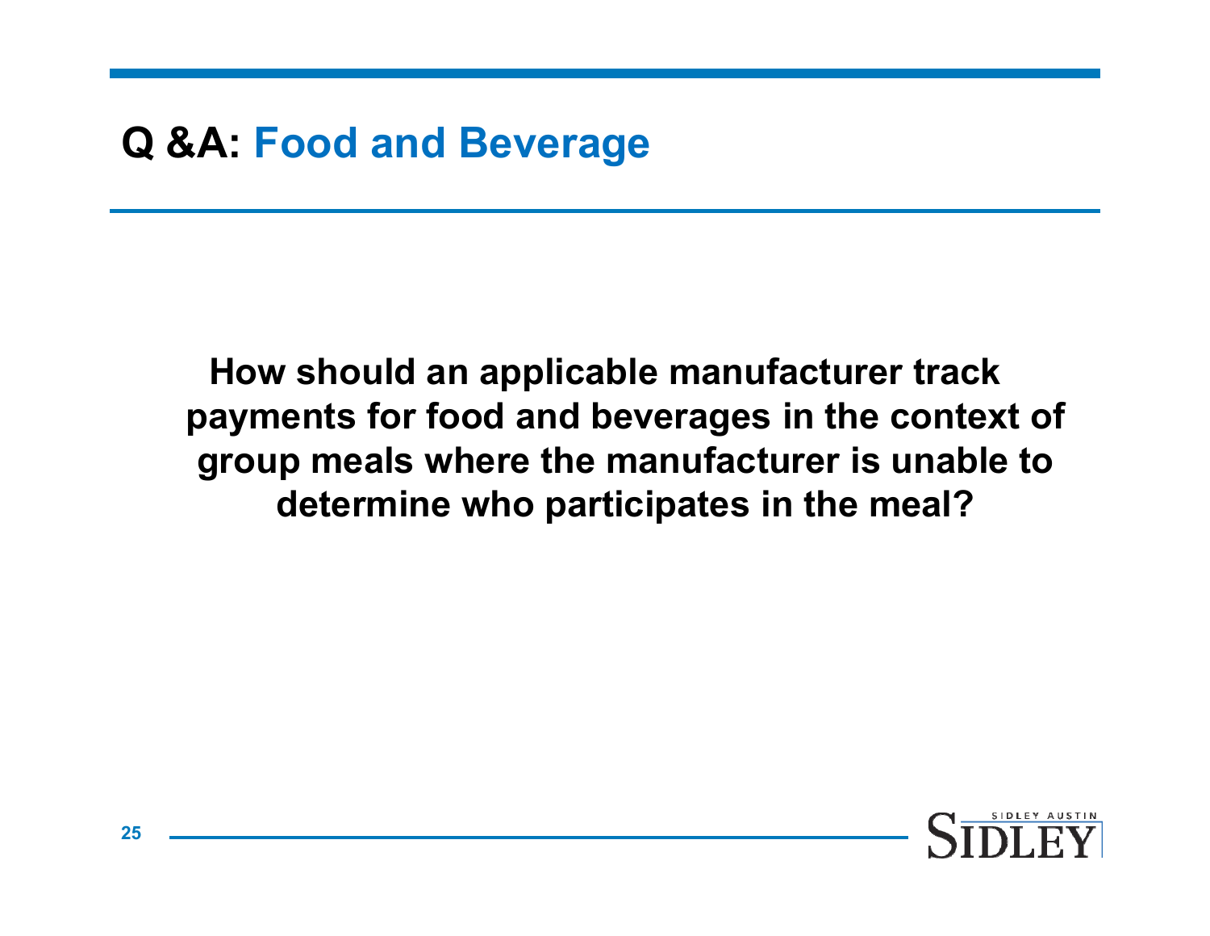# Q &A: Food and Beverage

**How should an applicable manufacturer track payments for food and beverages in the context of group meals where the manufacturer is unable to determine who participates in the meal?**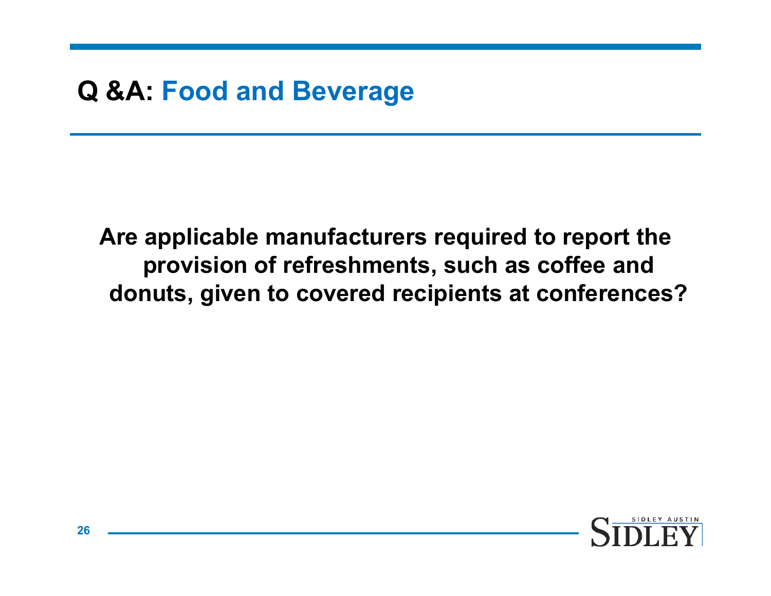# Q &A: Food and Beverage

**Are applicable manufacturers required to report the provision of refreshments, such as coffee and donuts, given to covered recipients at conferences?**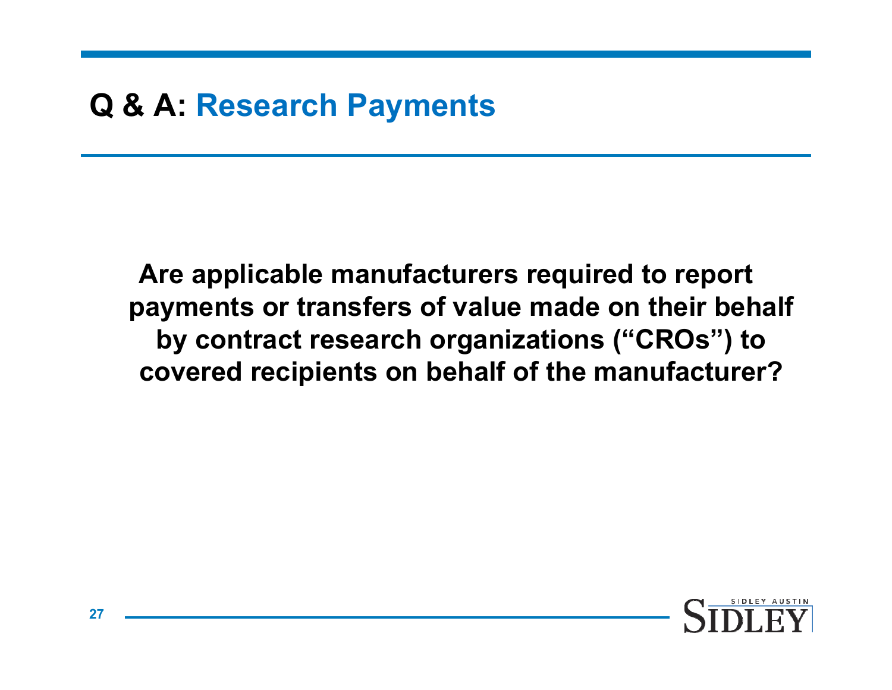# Q & A: Research Payments

**Are applicable manufacturers required to report payments or transfers of value made on their behalf by contract research organizations ("CROs") to covered recipients on behalf of the manufacturer?**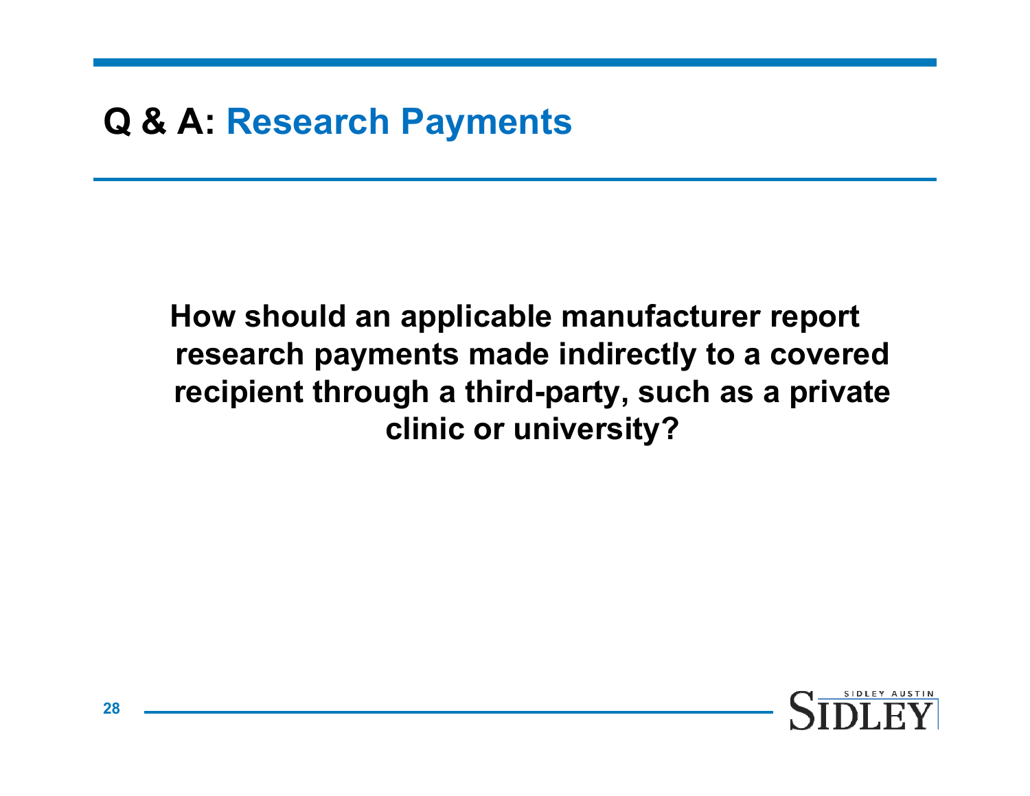# Q & A: Research Payments

**How should an applicable manufacturer report research payments made indirectly to a covered recipient through a third-party, such as a private clinic or university?**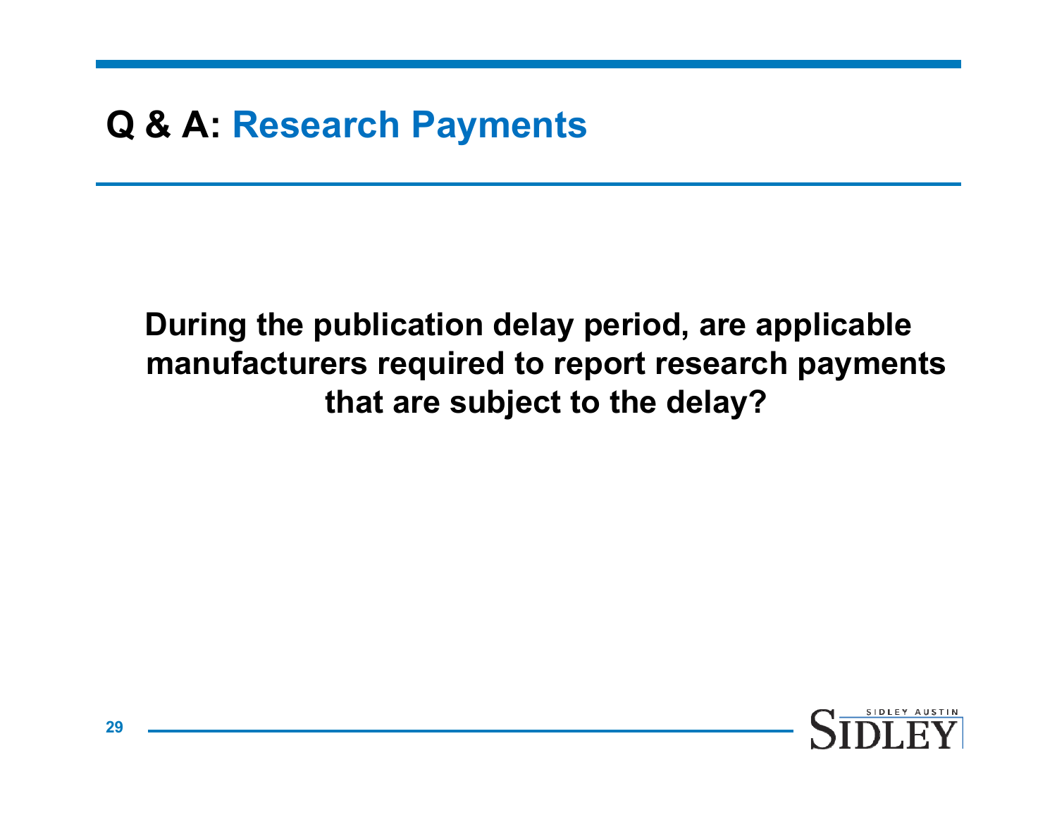# Q & A: Research Payments

**During the publication delay period, are applicable manufacturers required to report research payments that are subject to the delay?**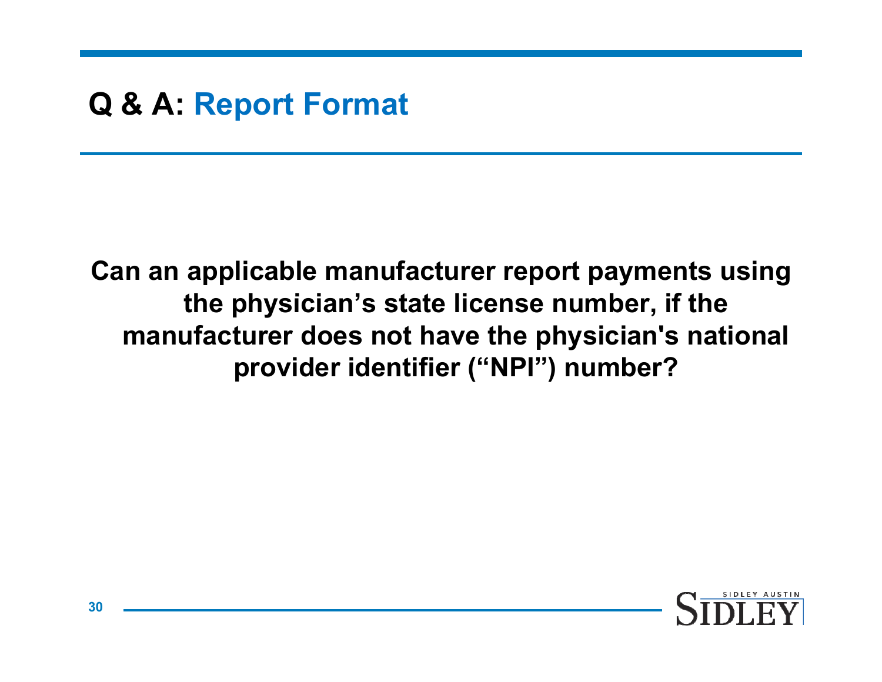# Q & A: Report Format

**Can an applicable manufacturer report payments using the physician’s state license number, if the manufacturer does not have the physician's national provider identifier (“NPI”) number?**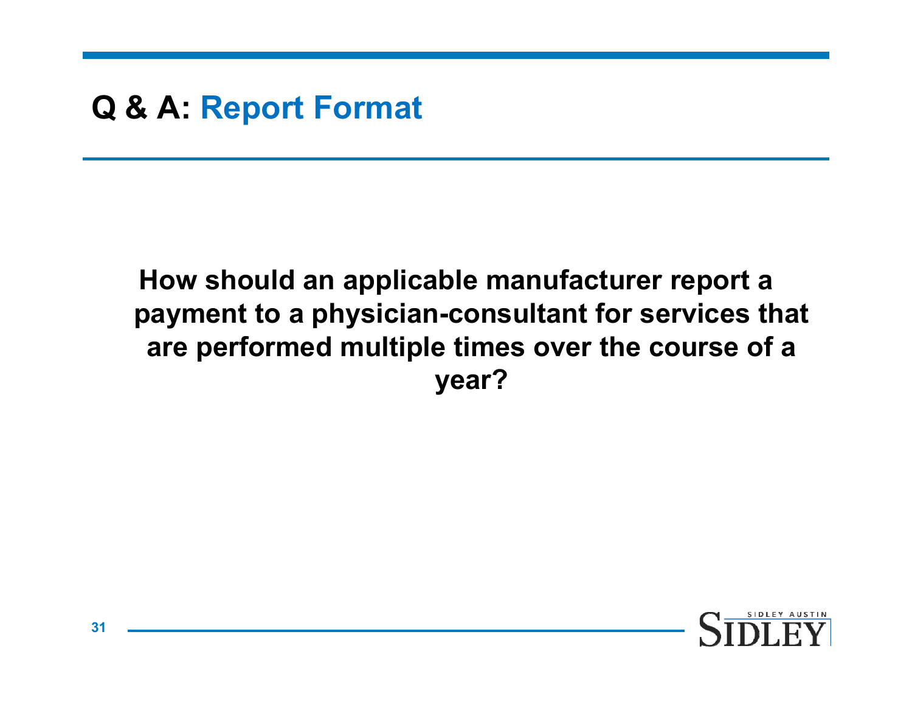# Q & A: Report Format

**How should an applicable manufacturer report a payment to a physician-consultant for services that are performed multiple times over the course of a year?**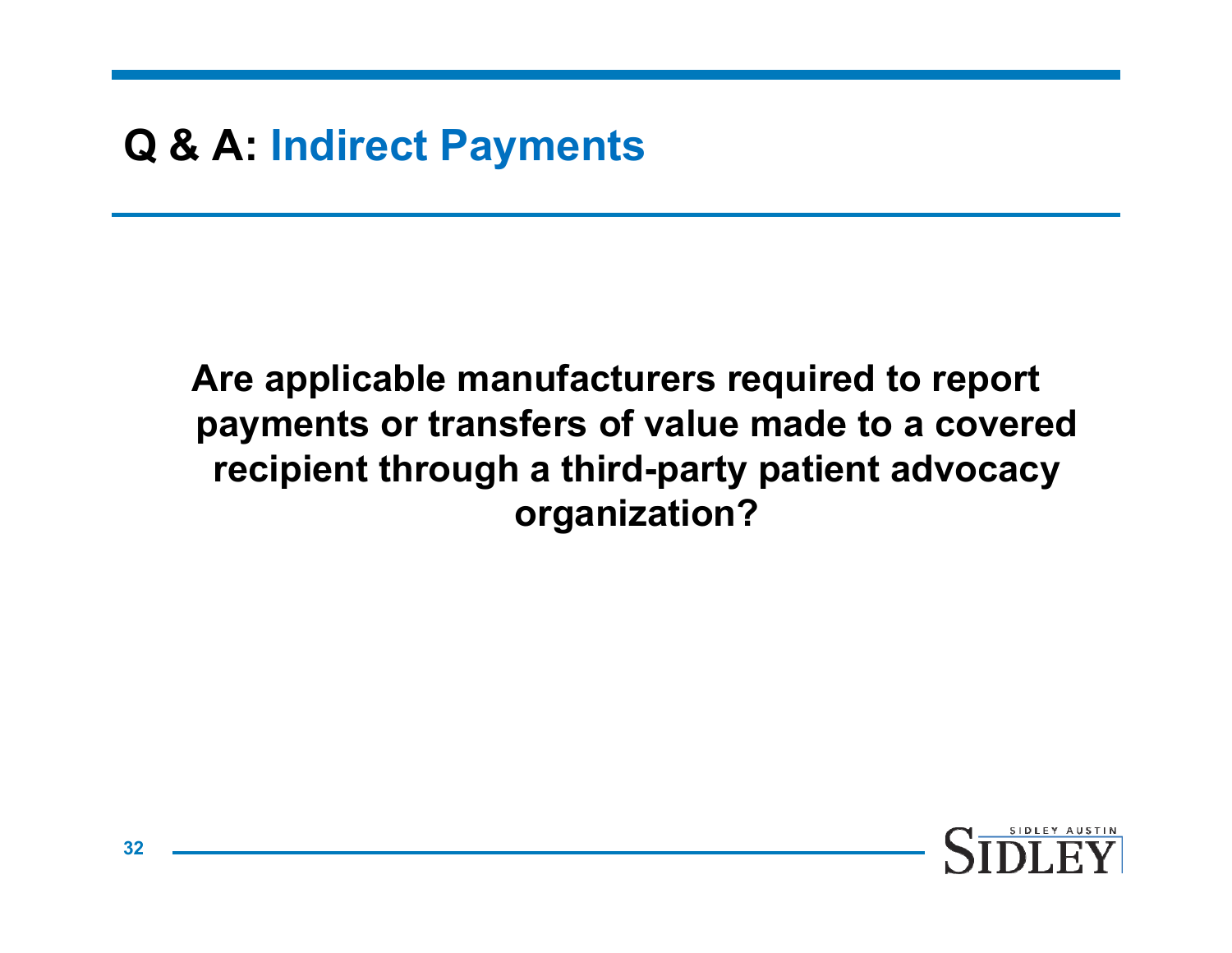# Q & A: Indirect Payments

**Are applicable manufacturers required to report payments or transfers of value made to a covered recipient through a third-party patient advocacy organization?**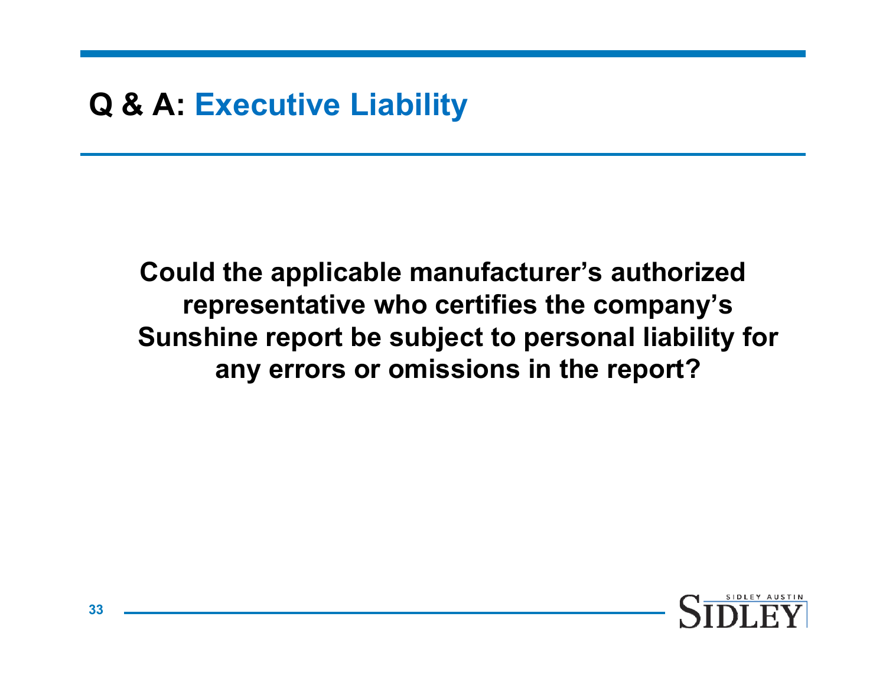# Q & A: Executive Liability

**Could the applicable manufacturer's authorized representative who certifies the company's Sunshine report be subject to personal liability for any errors or omissions in the report?**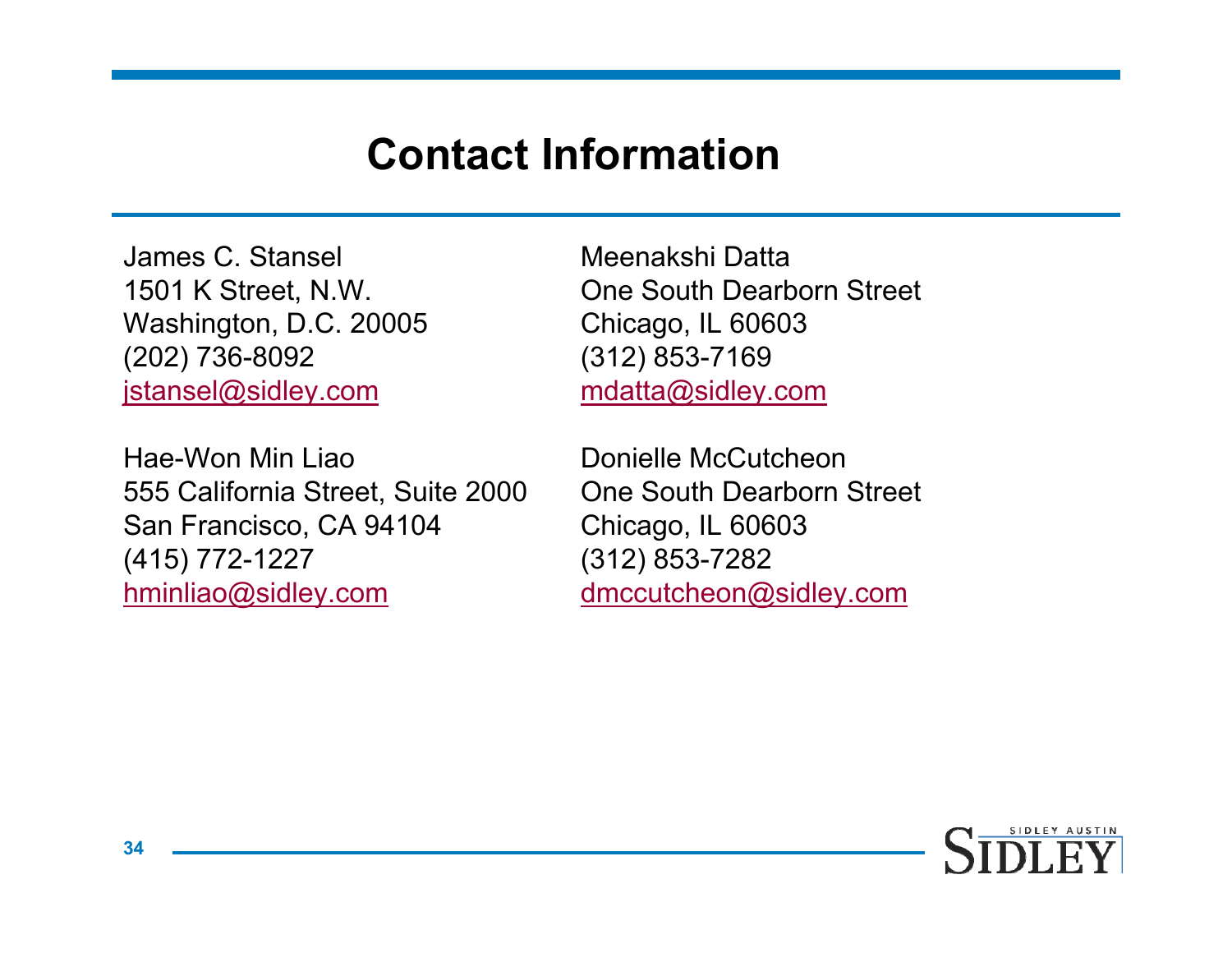# Contact Information

James C. Stansel
1501 K Street, N.W.
Washington, D.C. 20005
(202) 736-8092
jstansel@sidley.com

Hae-Won Min Liao
555 California Street, Suite 2000
San Francisco, CA 94104
(415) 772-1227
hminliao@sidley.com

Meenakshi Datta
One South Dearborn Street
Chicago, IL 60603
(312) 853-7169
mdatta@sidley.com

Donielle McCutcheon
One South Dearborn Street
Chicago, IL 60603
(312) 853-7282
dmccutcheon@sidley.com